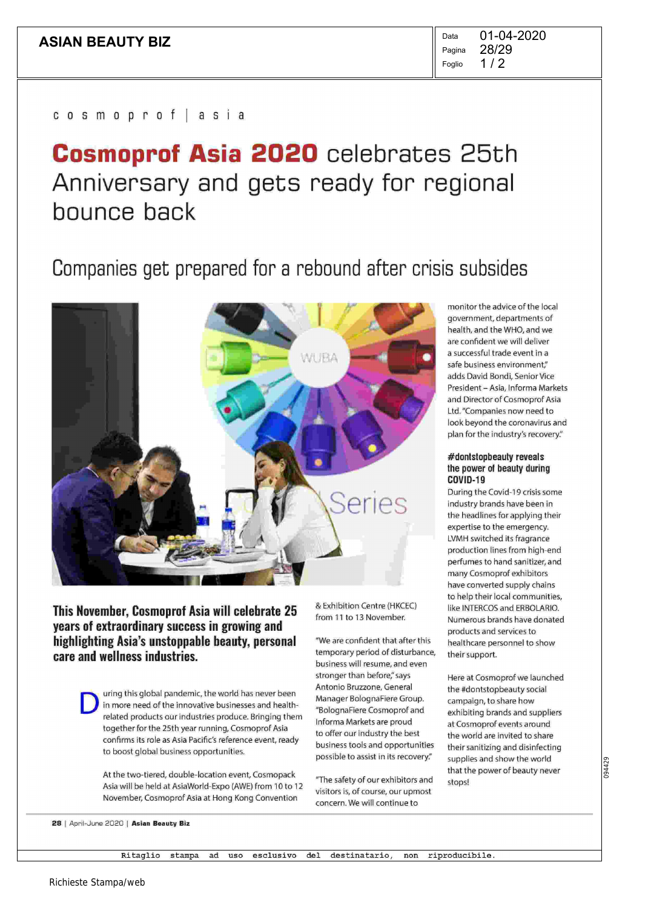c o s m o p r o f | a s i a

# Cosmoprof Asia 2020 celebrates 25th Anniversary and gets ready for regional bounce back

## Companies get prepared for a rebound after crisis subsides

**This November, Cosmoprof Asia will celebrate 25 years of extraordinary success in growing and highlighting Asia's unstoppable beauty, personal care and wellness industries.**

During this global pandemic, the world has never been in more need of the innovative businesses and health-related products our industries produce. Bringing them together for the 25th year running, Cosmoprof Asia confirms its role as Asia Pacific's reference event, ready to boost global business opportunities.

At the two-tiered, double-location event, Cosmopack Asia will be held at AsiaWorld-Expo (AWE) from 10 to 12 November, Cosmoprof Asia at Hong Kong Convention & Exhibition Centre (HKCEC) from 11 to 13 November.

"We are confident that after this temporary period of disturbance, business will resume, and even stronger than before," says Antonio Bruzzone, General Manager BolognaFiere Group. "BolognaFiere Cosmoprof and Informa Markets are proud to offer our industry the best business tools and opportunities possible to assist in its recovery."

"The safety of our exhibitors and visitors is, of course, our upmost concern. We will continue to monitor the advice of the local government, departments of health, and the WHO, and we are confident we will deliver a successful trade event in a safe business environment," adds David Bondi, Senior Vice President – Asia, Informa Markets and Director of Cosmoprof Asia Ltd. "Companies now need to look beyond the coronavirus and plan for the industry's recovery."

### #dontstopbeauty reveals the power of beauty during COVID-19

During the Covid-19 crisis some industry brands have been in the headlines for applying their expertise to the emergency. LVMH switched its fragrance production lines from high-end perfumes to hand sanitizer, and many Cosmoprof exhibitors have converted supply chains to help their local communities, like INTERCOS and ERBOLARIO. Numerous brands have donated products and services to healthcare personnel to show their support.

Here at Cosmoprof we launched the #dontstopbeauty social campaign, to share how exhibiting brands and suppliers at Cosmoprof events around the world are invited to share their sanitizing and disinfecting supplies and show the world that the power of beauty never stops!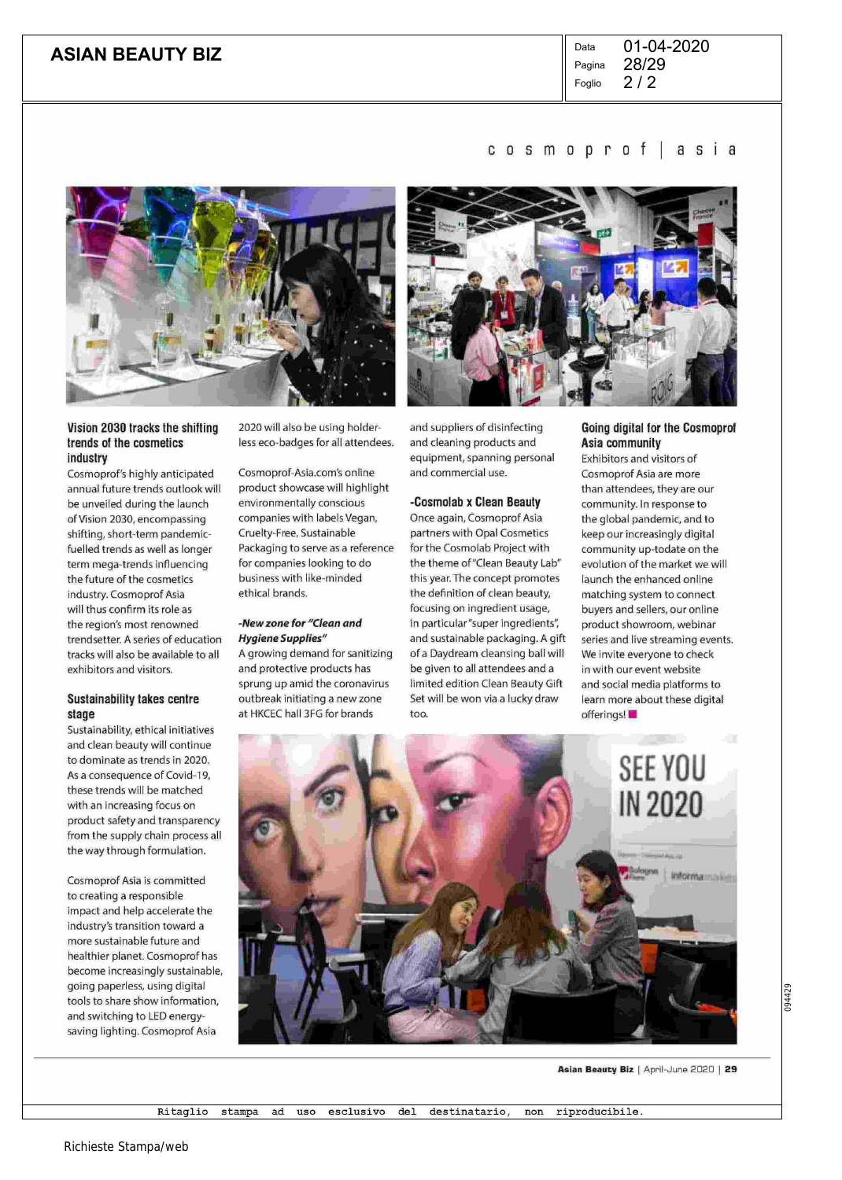cosmoprof | asia

### Vision 2030 tracks the shifting trends of the cosmetics industry

Cosmoprof's highly anticipated annual future trends outlook will be unveiled during the launch of Vision 2030, encompassing shifting, short-term pandemic-fuelled trends as well as longer term mega-trends influencing the future of the cosmetics industry. Cosmoprof Asia will thus confirm its role as the region's most renowned trendsetter. A series of education tracks will also be available to all exhibitors and visitors.

### Sustainability takes centre stage

Sustainability, ethical initiatives and clean beauty will continue to dominate as trends in 2020. As a consequence of Covid-19, these trends will be matched with an increasing focus on product safety and transparency from the supply chain process all the way through formulation.

Cosmoprof Asia is committed to creating a responsible impact and help accelerate the industry's transition toward a more sustainable future and healthier planet. Cosmoprof has become increasingly sustainable, going paperless, using digital tools to share show information, and switching to LED energy-saving lighting. Cosmoprof Asia 2020 will also be using holder-less eco-badges for all attendees.

Cosmoprof-Asia.com's online product showcase will highlight environmentally conscious companies with labels Vegan, Cruelty-Free, Sustainable Packaging to serve as a reference for companies looking to do business with like-minded ethical brands.

### *-New zone for "Clean and Hygiene Supplies"*

A growing demand for sanitizing and protective products has sprung up amid the coronavirus outbreak initiating a new zone at HKCEC hall 3FG for brands and suppliers of disinfecting and cleaning products and equipment, spanning personal and commercial use.

### -Cosmolab x Clean Beauty

Once again, Cosmoprof Asia partners with Opal Cosmetics for the Cosmolab Project with the theme of "Clean Beauty Lab" this year. The concept promotes the definition of clean beauty, focusing on ingredient usage, in particular "super ingredients", and sustainable packaging. A gift of a Daydream cleansing ball will be given to all attendees and a limited edition Clean Beauty Gift Set will be won via a lucky draw too.

### Going digital for the Cosmoprof Asia community

Exhibitors and visitors of Cosmoprof Asia are more than attendees, they are our community. In response to the global pandemic, and to keep our increasingly digital community up-todate on the evolution of the market we will launch the enhanced online matching system to connect buyers and sellers, our online product showroom, webinar series and live streaming events. We invite everyone to check in with our event website and social media platforms to learn more about these digital offerings!